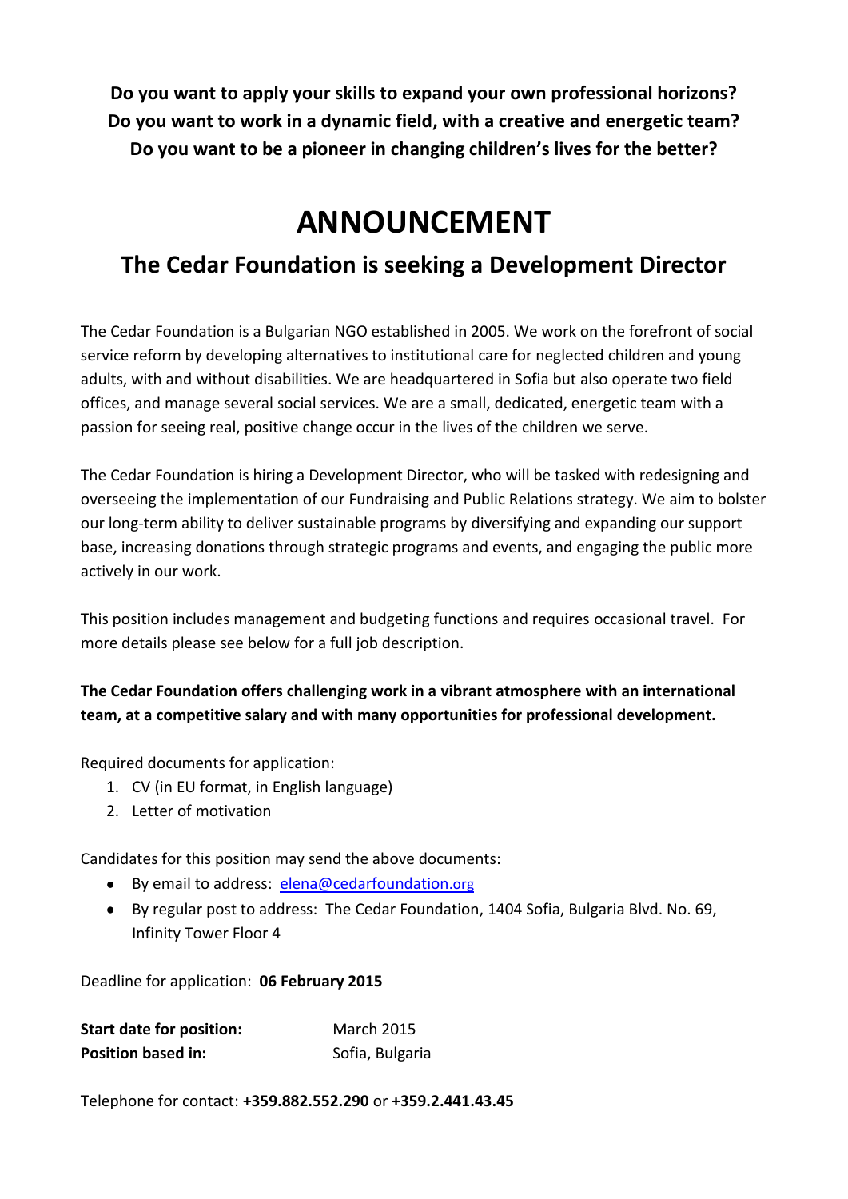**Do you want to apply your skills to expand your own professional horizons?**
**Do you want to work in a dynamic field, with a creative and energetic team?**
**Do you want to be a pioneer in changing children's lives for the better?**

# ANNOUNCEMENT

## The Cedar Foundation is seeking a Development Director

The Cedar Foundation is a Bulgarian NGO established in 2005. We work on the forefront of social service reform by developing alternatives to institutional care for neglected children and young adults, with and without disabilities. We are headquartered in Sofia but also operate two field offices, and manage several social services. We are a small, dedicated, energetic team with a passion for seeing real, positive change occur in the lives of the children we serve.

The Cedar Foundation is hiring a Development Director, who will be tasked with redesigning and overseeing the implementation of our Fundraising and Public Relations strategy. We aim to bolster our long-term ability to deliver sustainable programs by diversifying and expanding our support base, increasing donations through strategic programs and events, and engaging the public more actively in our work.

This position includes management and budgeting functions and requires occasional travel. For more details please see below for a full job description.

**The Cedar Foundation offers challenging work in a vibrant atmosphere with an international team, at a competitive salary and with many opportunities for professional development.**

Required documents for application:

1. CV (in EU format, in English language)
2. Letter of motivation

Candidates for this position may send the above documents:

- By email to address: elena@cedarfoundation.org
- By regular post to address: The Cedar Foundation, 1404 Sofia, Bulgaria Blvd. No. 69, Infinity Tower Floor 4

Deadline for application: **06 February 2015**

| | |
|---|---|
| **Start date for position:** | March 2015 |
| **Position based in:** | Sofia, Bulgaria |

Telephone for contact: **+359.882.552.290** or **+359.2.441.43.45**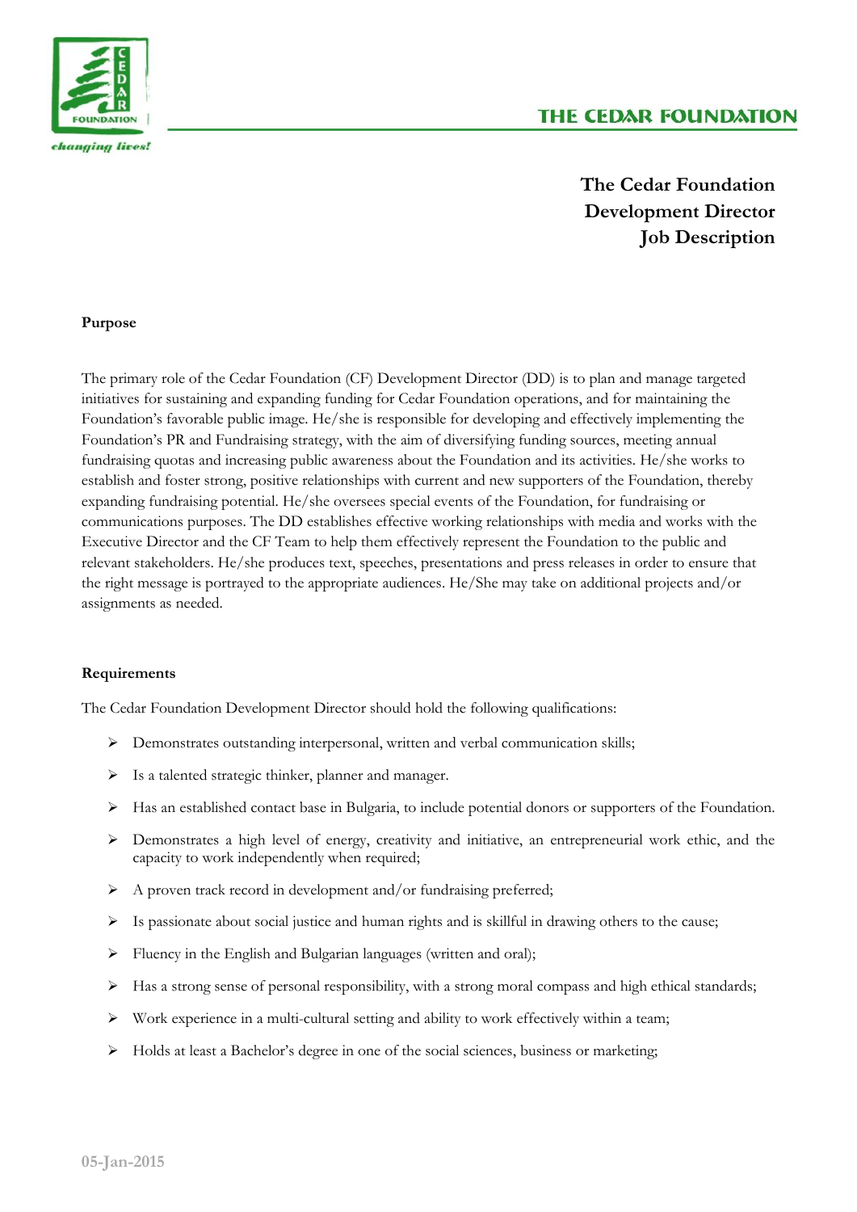# The Cedar Foundation
# Development Director
# Job Description

**Purpose**

The primary role of the Cedar Foundation (CF) Development Director (DD) is to plan and manage targeted initiatives for sustaining and expanding funding for Cedar Foundation operations, and for maintaining the Foundation's favorable public image. He/she is responsible for developing and effectively implementing the Foundation's PR and Fundraising strategy, with the aim of diversifying funding sources, meeting annual fundraising quotas and increasing public awareness about the Foundation and its activities. He/she works to establish and foster strong, positive relationships with current and new supporters of the Foundation, thereby expanding fundraising potential. He/she oversees special events of the Foundation, for fundraising or communications purposes. The DD establishes effective working relationships with media and works with the Executive Director and the CF Team to help them effectively represent the Foundation to the public and relevant stakeholders. He/she produces text, speeches, presentations and press releases in order to ensure that the right message is portrayed to the appropriate audiences. He/She may take on additional projects and/or assignments as needed.

**Requirements**

The Cedar Foundation Development Director should hold the following qualifications:

- Demonstrates outstanding interpersonal, written and verbal communication skills;
- Is a talented strategic thinker, planner and manager.
- Has an established contact base in Bulgaria, to include potential donors or supporters of the Foundation.
- Demonstrates a high level of energy, creativity and initiative, an entrepreneurial work ethic, and the capacity to work independently when required;
- A proven track record in development and/or fundraising preferred;
- Is passionate about social justice and human rights and is skillful in drawing others to the cause;
- Fluency in the English and Bulgarian languages (written and oral);
- Has a strong sense of personal responsibility, with a strong moral compass and high ethical standards;
- Work experience in a multi-cultural setting and ability to work effectively within a team;
- Holds at least a Bachelor's degree in one of the social sciences, business or marketing;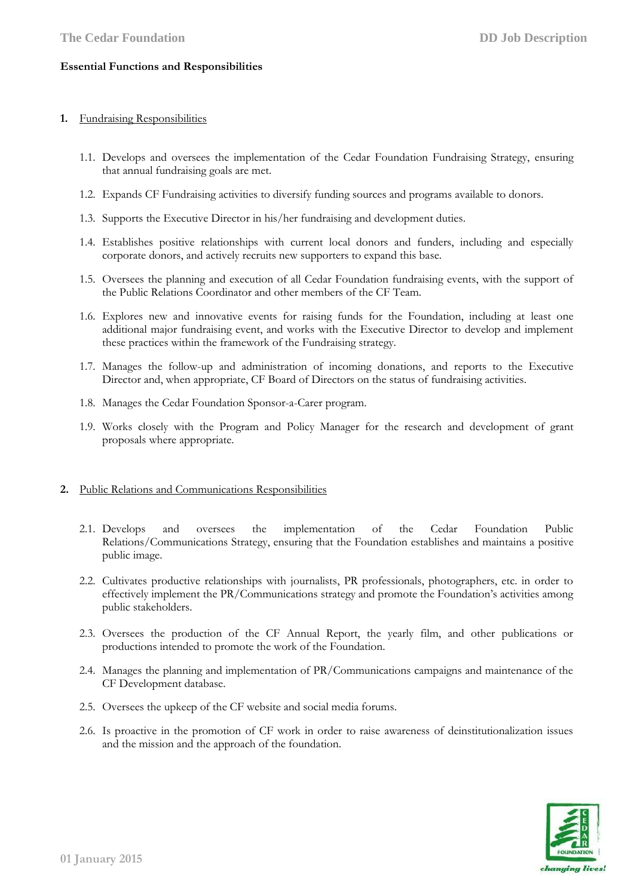**Essential Functions and Responsibilities**

1. Fundraising Responsibilities

   1.1. Develops and oversees the implementation of the Cedar Foundation Fundraising Strategy, ensuring that annual fundraising goals are met.

   1.2. Expands CF Fundraising activities to diversify funding sources and programs available to donors.

   1.3. Supports the Executive Director in his/her fundraising and development duties.

   1.4. Establishes positive relationships with current local donors and funders, including and especially corporate donors, and actively recruits new supporters to expand this base.

   1.5. Oversees the planning and execution of all Cedar Foundation fundraising events, with the support of the Public Relations Coordinator and other members of the CF Team.

   1.6. Explores new and innovative events for raising funds for the Foundation, including at least one additional major fundraising event, and works with the Executive Director to develop and implement these practices within the framework of the Fundraising strategy.

   1.7. Manages the follow-up and administration of incoming donations, and reports to the Executive Director and, when appropriate, CF Board of Directors on the status of fundraising activities.

   1.8. Manages the Cedar Foundation Sponsor-a-Carer program.

   1.9. Works closely with the Program and Policy Manager for the research and development of grant proposals where appropriate.

2. Public Relations and Communications Responsibilities

   2.1. Develops and oversees the implementation of the Cedar Foundation Public Relations/Communications Strategy, ensuring that the Foundation establishes and maintains a positive public image.

   2.2. Cultivates productive relationships with journalists, PR professionals, photographers, etc. in order to effectively implement the PR/Communications strategy and promote the Foundation's activities among public stakeholders.

   2.3. Oversees the production of the CF Annual Report, the yearly film, and other publications or productions intended to promote the work of the Foundation.

   2.4. Manages the planning and implementation of PR/Communications campaigns and maintenance of the CF Development database.

   2.5. Oversees the upkeep of the CF website and social media forums.

   2.6. Is proactive in the promotion of CF work in order to raise awareness of deinstitutionalization issues and the mission and the approach of the foundation.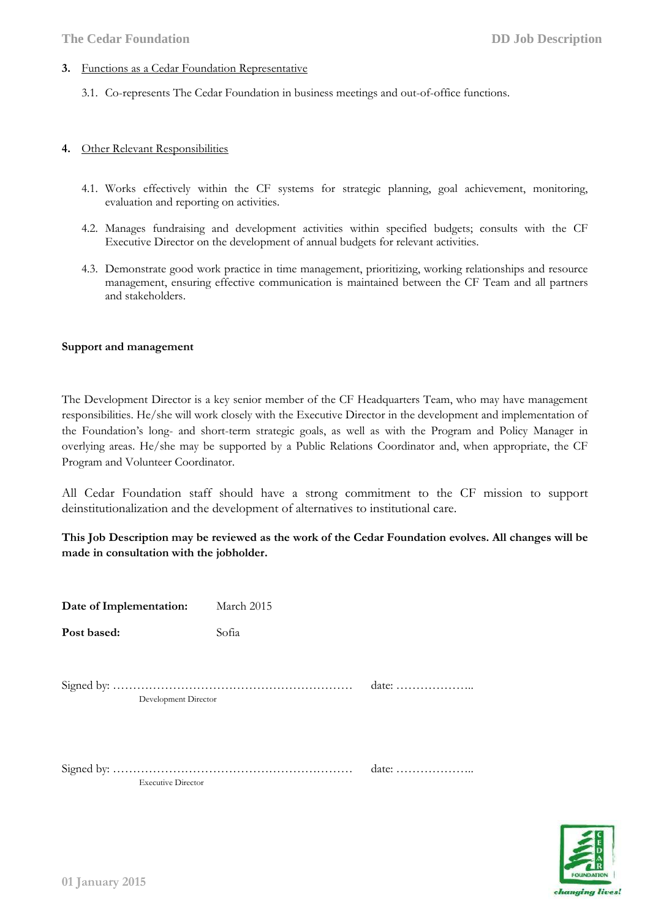3. Functions as a Cedar Foundation Representative

   3.1. Co-represents The Cedar Foundation in business meetings and out-of-office functions.

4. Other Relevant Responsibilities

   4.1. Works effectively within the CF systems for strategic planning, goal achievement, monitoring, evaluation and reporting on activities.

   4.2. Manages fundraising and development activities within specified budgets; consults with the CF Executive Director on the development of annual budgets for relevant activities.

   4.3. Demonstrate good work practice in time management, prioritizing, working relationships and resource management, ensuring effective communication is maintained between the CF Team and all partners and stakeholders.

**Support and management**

The Development Director is a key senior member of the CF Headquarters Team, who may have management responsibilities. He/she will work closely with the Executive Director in the development and implementation of the Foundation's long- and short-term strategic goals, as well as with the Program and Policy Manager in overlying areas. He/she may be supported by a Public Relations Coordinator and, when appropriate, the CF Program and Volunteer Coordinator.

All Cedar Foundation staff should have a strong commitment to the CF mission to support deinstitutionalization and the development of alternatives to institutional care.

**This Job Description may be reviewed as the work of the Cedar Foundation evolves. All changes will be made in consultation with the jobholder.**

**Date of Implementation:** March 2015

**Post based:** Sofia

Signed by: …………………………………………………… date: ………………..
Development Director

Signed by: …………………………………………………… date: ………………..
Executive Director